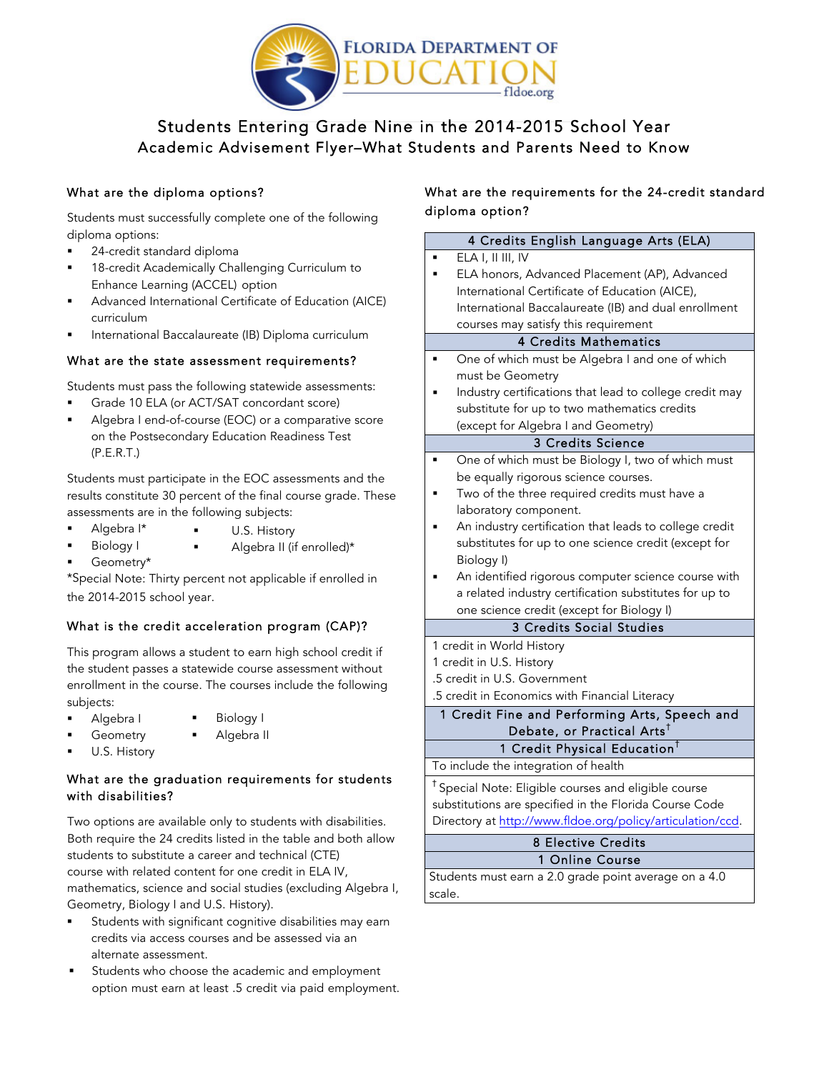FLORIDA DEPARTMENT OF EDUCATION fldoe.org

# Students Entering Grade Nine in the 2014-2015 School Year

## Academic Advisement Flyer–What Students and Parents Need to Know

### What are the diploma options?

Students must successfully complete one of the following diploma options:

- 24-credit standard diploma
- 18-credit Academically Challenging Curriculum to Enhance Learning (ACCEL) option
- Advanced International Certificate of Education (AICE) curriculum
- International Baccalaureate (IB) Diploma curriculum

### What are the state assessment requirements?

Students must pass the following statewide assessments:

- Grade 10 ELA (or ACT/SAT concordant score)
- Algebra I end-of-course (EOC) or a comparative score on the Postsecondary Education Readiness Test (P.E.R.T.)

Students must participate in the EOC assessments and the results constitute 30 percent of the final course grade. These assessments are in the following subjects:

- Algebra I*
- Biology I
- Geometry*
- U.S. History
- Algebra II (if enrolled)*

*Special Note: Thirty percent not applicable if enrolled in the 2014-2015 school year.

### What is the credit acceleration program (CAP)?

This program allows a student to earn high school credit if the student passes a statewide course assessment without enrollment in the course. The courses include the following subjects:

- Algebra I
- Geometry
- U.S. History
- Biology I
- Algebra II

### What are the graduation requirements for students with disabilities?

Two options are available only to students with disabilities. Both require the 24 credits listed in the table and both allow students to substitute a career and technical (CTE) course with related content for one credit in ELA IV, mathematics, science and social studies (excluding Algebra I, Geometry, Biology I and U.S. History).

- Students with significant cognitive disabilities may earn credits via access courses and be assessed via an alternate assessment.
- Students who choose the academic and employment option must earn at least .5 credit via paid employment.

### What are the requirements for the 24-credit standard diploma option?

| 4 Credits English Language Arts (ELA) |
|---|
| ▪ ELA I, II III, IV<br>▪ ELA honors, Advanced Placement (AP), Advanced International Certificate of Education (AICE), International Baccalaureate (IB) and dual enrollment courses may satisfy this requirement |
| **4 Credits Mathematics** |
| ▪ One of which must be Algebra I and one of which must be Geometry<br>▪ Industry certifications that lead to college credit may substitute for up to two mathematics credits (except for Algebra I and Geometry) |
| **3 Credits Science** |
| ▪ One of which must be Biology I, two of which must be equally rigorous science courses.<br>▪ Two of the three required credits must have a laboratory component.<br>▪ An industry certification that leads to college credit substitutes for up to one science credit (except for Biology I)<br>▪ An identified rigorous computer science course with a related industry certification substitutes for up to one science credit (except for Biology I) |
| **3 Credits Social Studies** |
| 1 credit in World History<br>1 credit in U.S. History<br>.5 credit in U.S. Government<br>.5 credit in Economics with Financial Literacy |
| **1 Credit Fine and Performing Arts, Speech and Debate, or Practical Arts†** |
| **1 Credit Physical Education†** |
| To include the integration of health |
| † Special Note: Eligible courses and eligible course substitutions are specified in the Florida Course Code Directory at http://www.fldoe.org/policy/articulation/ccd. |
| **8 Elective Credits** |
| **1 Online Course** |
| Students must earn a 2.0 grade point average on a 4.0 scale. |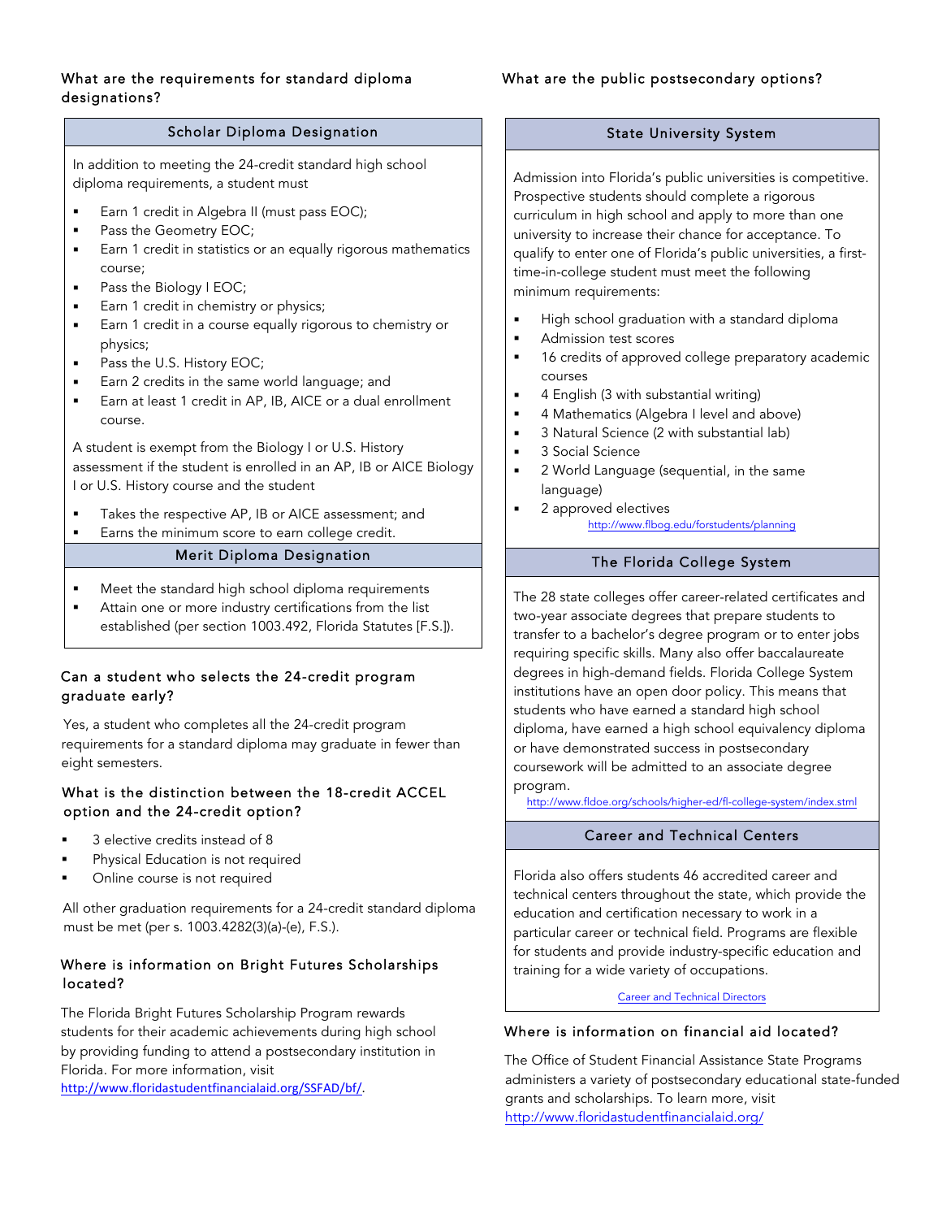## What are the requirements for standard diploma designations?

### Scholar Diploma Designation

In addition to meeting the 24-credit standard high school diploma requirements, a student must

- Earn 1 credit in Algebra II (must pass EOC);
- Pass the Geometry EOC;
- Earn 1 credit in statistics or an equally rigorous mathematics course;
- Pass the Biology I EOC;
- Earn 1 credit in chemistry or physics;
- Earn 1 credit in a course equally rigorous to chemistry or physics;
- Pass the U.S. History EOC;
- Earn 2 credits in the same world language; and
- Earn at least 1 credit in AP, IB, AICE or a dual enrollment course.

A student is exempt from the Biology I or U.S. History assessment if the student is enrolled in an AP, IB or AICE Biology I or U.S. History course and the student

- Takes the respective AP, IB or AICE assessment; and
- Earns the minimum score to earn college credit.

### Merit Diploma Designation

- Meet the standard high school diploma requirements
- Attain one or more industry certifications from the list established (per section 1003.492, Florida Statutes [F.S.]).

## Can a student who selects the 24-credit program graduate early?

Yes, a student who completes all the 24-credit program requirements for a standard diploma may graduate in fewer than eight semesters.

## What is the distinction between the 18-credit ACCEL option and the 24-credit option?

- 3 elective credits instead of 8
- Physical Education is not required
- Online course is not required

All other graduation requirements for a 24-credit standard diploma must be met (per s. 1003.4282(3)(a)-(e), F.S.).

## Where is information on Bright Futures Scholarships located?

The Florida Bright Futures Scholarship Program rewards students for their academic achievements during high school by providing funding to attend a postsecondary institution in Florida. For more information, visit http://www.floridastudentfinancialaid.org/SSFAD/bf/.

## What are the public postsecondary options?

### State University System

Admission into Florida's public universities is competitive. Prospective students should complete a rigorous curriculum in high school and apply to more than one university to increase their chance for acceptance. To qualify to enter one of Florida's public universities, a first-time-in-college student must meet the following minimum requirements:

- High school graduation with a standard diploma
- Admission test scores
- 16 credits of approved college preparatory academic courses
- 4 English (3 with substantial writing)
- 4 Mathematics (Algebra I level and above)
- 3 Natural Science (2 with substantial lab)
- 3 Social Science
- 2 World Language (sequential, in the same language)
- 2 approved electives

http://www.flbog.edu/forstudents/planning

### The Florida College System

The 28 state colleges offer career-related certificates and two-year associate degrees that prepare students to transfer to a bachelor's degree program or to enter jobs requiring specific skills. Many also offer baccalaureate degrees in high-demand fields. Florida College System institutions have an open door policy. This means that students who have earned a standard high school diploma, have earned a high school equivalency diploma or have demonstrated success in postsecondary coursework will be admitted to an associate degree program.

http://www.fldoe.org/schools/higher-ed/fl-college-system/index.stml

### Career and Technical Centers

Florida also offers students 46 accredited career and technical centers throughout the state, which provide the education and certification necessary to work in a particular career or technical field. Programs are flexible for students and provide industry-specific education and training for a wide variety of occupations.

Career and Technical Directors

## Where is information on financial aid located?

The Office of Student Financial Assistance State Programs administers a variety of postsecondary educational state-funded grants and scholarships. To learn more, visit http://www.floridastudentfinancialaid.org/